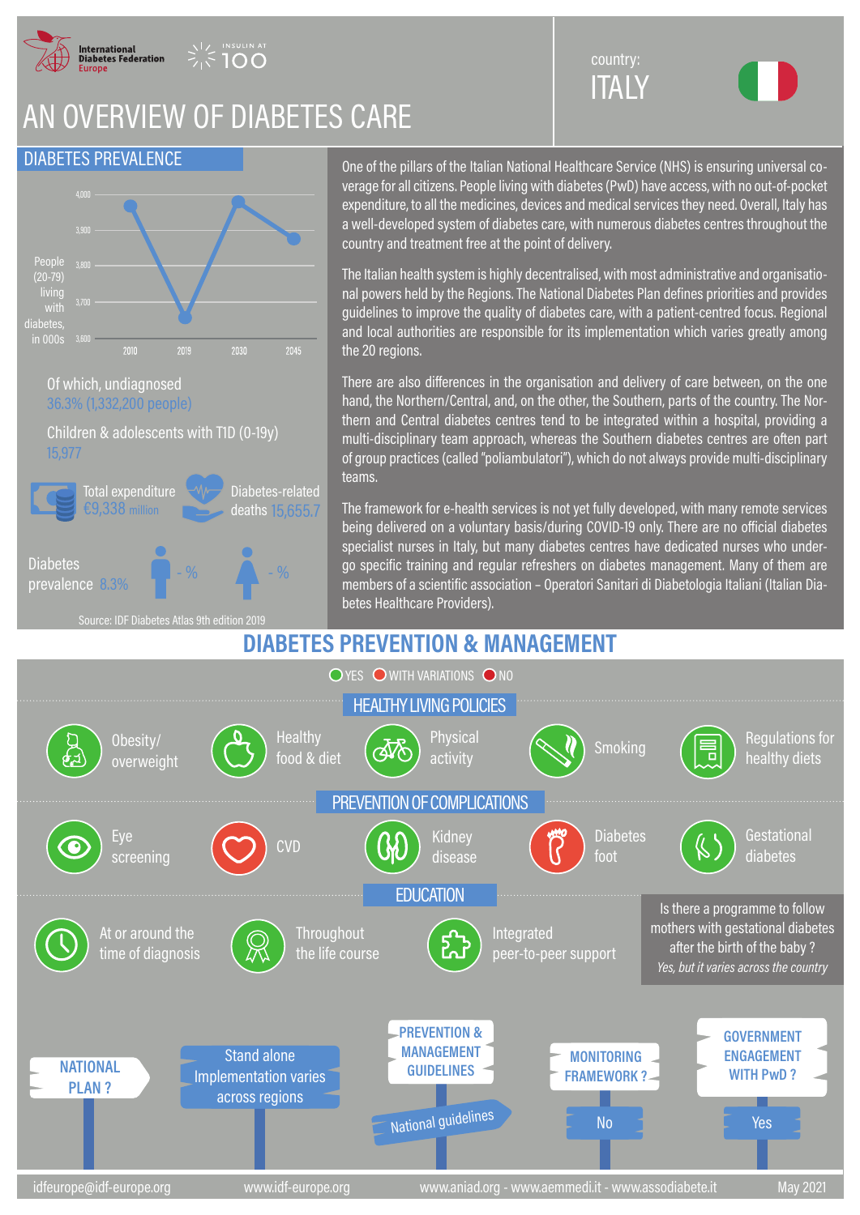International Diabetes Federation Europe

INSULIN AT 100

# AN OVERVIEW OF DIABETES CARE

country: **ITALY**

## DIABETES PREVALENCE

People (20-79) living with diabetes, in 000s

| Year | 2010 | 2019 | 2030 | 2045 |
|---|---|---|---|---|

Of which, undiagnosed
36.3% (1,332,200 people)

Children & adolescents with T1D (0-19y)
15,977

Total expenditure €9,338 million

Diabetes-related deaths 15,655.7

Diabetes prevalence 8.3% - % - %

Source: IDF Diabetes Atlas 9th edition 2019

One of the pillars of the Italian National Healthcare Service (NHS) is ensuring universal coverage for all citizens. People living with diabetes (PwD) have access, with no out-of-pocket expenditure, to all the medicines, devices and medical services they need. Overall, Italy has a well-developed system of diabetes care, with numerous diabetes centres throughout the country and treatment free at the point of delivery.

The Italian health system is highly decentralised, with most administrative and organisational powers held by the Regions. The National Diabetes Plan defines priorities and provides guidelines to improve the quality of diabetes care, with a patient-centred focus. Regional and local authorities are responsible for its implementation which varies greatly among the 20 regions.

There are also differences in the organisation and delivery of care between, on the one hand, the Northern/Central, and, on the other, the Southern, parts of the country. The Northern and Central diabetes centres tend to be integrated within a hospital, providing a multi-disciplinary team approach, whereas the Southern diabetes centres are often part of group practices (called "poliambulatori"), which do not always provide multi-disciplinary teams.

The framework for e-health services is not yet fully developed, with many remote services being delivered on a voluntary basis/during COVID-19 only. There are no official diabetes specialist nurses in Italy, but many diabetes centres have dedicated nurses who undergo specific training and regular refreshers on diabetes management. Many of them are members of a scientific association – Operatori Sanitari di Diabetologia Italiani (Italian Diabetes Healthcare Providers).

## DIABETES PREVENTION & MANAGEMENT

YES / WITH VARIATIONS / NO

### HEALTHY LIVING POLICIES

- Obesity/ overweight: Yes
- Healthy food & diet: Yes
- Physical activity: Yes
- Smoking: Yes
- Regulations for healthy diets: Yes

### PREVENTION OF COMPLICATIONS

- Eye screening: Yes
- CVD: With variations
- Kidney disease: Yes
- Diabetes foot: With variations
- Gestational diabetes: Yes

### EDUCATION

- At or around the time of diagnosis: Yes
- Throughout the life course: Yes
- Integrated peer-to-peer support: Yes

Is there a programme to follow mothers with gestational diabetes after the birth of the baby ?
*Yes, but it varies across the country*

- **NATIONAL PLAN ?** Stand alone. Implementation varies across regions
- **PREVENTION & MANAGEMENT GUIDELINES** National guidelines
- **MONITORING FRAMEWORK ?** No
- **GOVERNMENT ENGAGEMENT WITH PwD ?** Yes

idfeurope@idf-europe.org | www.idf-europe.org | www.aniad.org - www.aemmedi.it - www.assodiabete.it | May 2021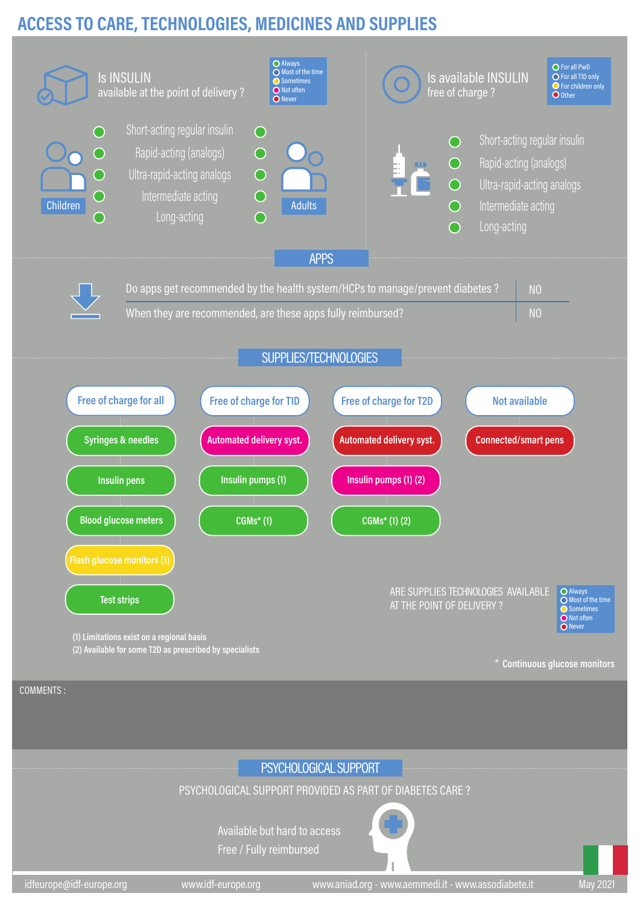# ACCESS TO CARE, TECHNOLOGIES, MEDICINES AND SUPPLIES

## Is INSULIN available at the point of delivery ?

Legend: Always / Most of the time / Sometimes / Not often / Never

| Children | | Adults |
|---|---|---|
| Always | Short-acting regular insulin | Always |
| Always | Rapid-acting (analogs) | Always |
| Always | Ultra-rapid-acting analogs | Always |
| Always | Intermediate acting | Always |
| Always | Long-acting | Always |

## Is available INSULIN free of charge ?

Legend: For all PwD / For all T1D only / For children only / Other

| Insulin | Status |
|---|---|
| Short-acting regular insulin | For all PwD |
| Rapid-acting (analogs) | For all PwD |
| Ultra-rapid-acting analogs | For all PwD |
| Intermediate acting | For all PwD |
| Long-acting | For all PwD |

## APPS

| | |
|---|---|
| Do apps get recommended by the health system/HCPs to manage/prevent diabetes ? | NO |
| When they are recommended, are these apps fully reimbursed? | NO |

## SUPPLIES/TECHNOLOGIES

| Free of charge for all | Free of charge for T1D | Free of charge for T2D | Not available |
|---|---|---|---|
| Syringes & needles | Automated delivery syst. | Automated delivery syst. | Connected/smart pens |
| Insulin pens | Insulin pumps (1) | Insulin pumps (1) (2) | |
| Blood glucose meters | CGMs* (1) | CGMs* (1) (2) | |
| Flash glucose monitors (1) | | | |
| Test strips | | | |

ARE SUPPLIES TECHNOLOGIES AVAILABLE AT THE POINT OF DELIVERY ?

Legend: Always / Most of the time / Sometimes / Not often / Never

(1) Limitations exist on a regional basis
(2) Available for some T2D as prescribed by specialists

\* Continuous glucose monitors

COMMENTS :

## PSYCHOLOGICAL SUPPORT

PSYCHOLOGICAL SUPPORT PROVIDED AS PART OF DIABETES CARE ?

Available but hard to access
Free / Fully reimbursed

idfeurope@idf-europe.org www.idf-europe.org www.aniad.org - www.aemmedi.it - www.assodiabete.it May 2021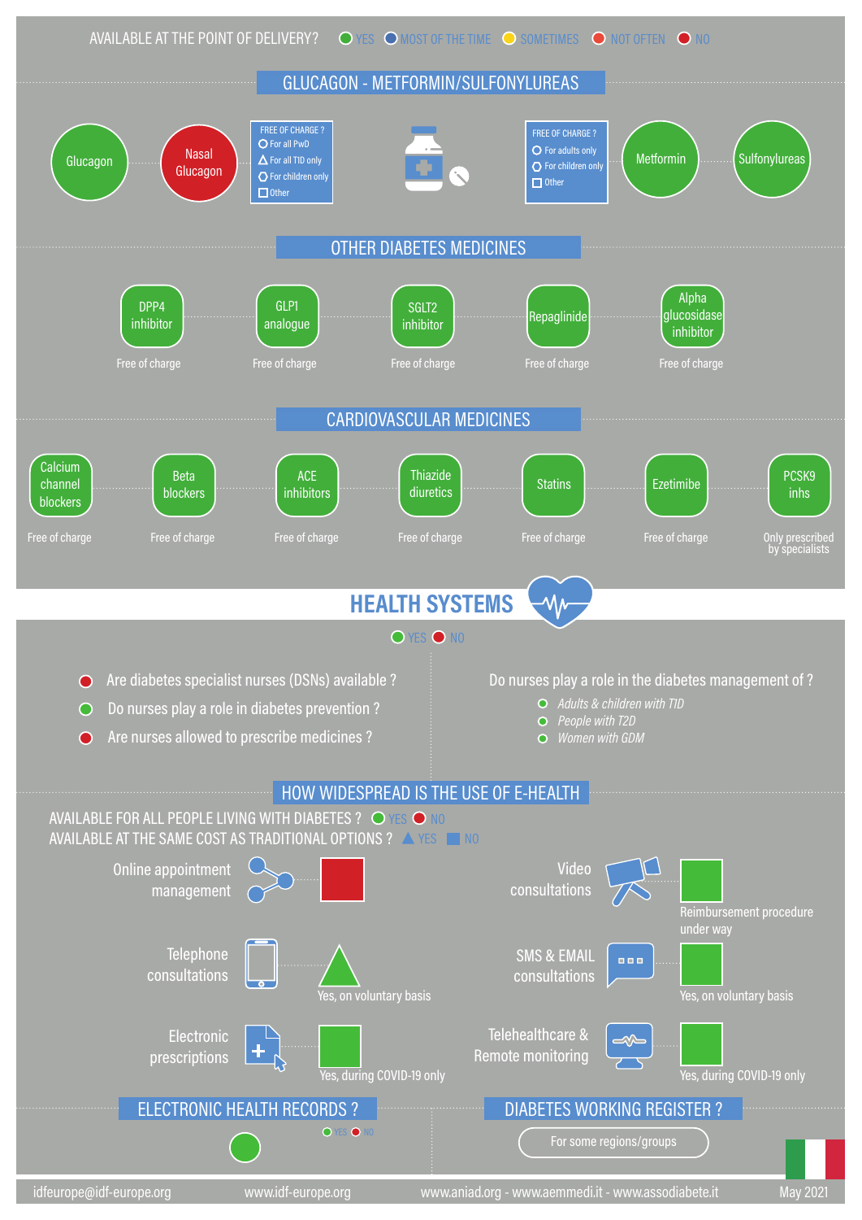AVAILABLE AT THE POINT OF DELIVERY? YES / MOST OF THE TIME / SOMETIMES / NOT OFTEN / NO

## GLUCAGON - METFORMIN/SULFONYLUREAS

Glucagon

Nasal Glucagon

FREE OF CHARGE ?
- For all PwD
- For all T1D only
- For children only
- Other

FREE OF CHARGE ?
- For adults only
- For children only
- Other

Metformin

Sulfonylureas

## OTHER DIABETES MEDICINES

| Medicine | Availability |
|---|---|
| DPP4 inhibitor | Free of charge |
| GLP1 analogue | Free of charge |
| SGLT2 inhibitor | Free of charge |
| Repaglinide | Free of charge |
| Alpha glucosidase inhibitor | Free of charge |

## CARDIOVASCULAR MEDICINES

| Medicine | Availability |
|---|---|
| Calcium channel blockers | Free of charge |
| Beta blockers | Free of charge |
| ACE inhibitors | Free of charge |
| Thiazide diuretics | Free of charge |
| Statins | Free of charge |
| Ezetimibe | Free of charge |
| PCSK9 inhs | Only prescribed by specialists |

# HEALTH SYSTEMS

YES / NO

- Are diabetes specialist nurses (DSNs) available ? — NO
- Do nurses play a role in diabetes prevention ? — YES
- Are nurses allowed to prescribe medicines ? — NO

Do nurses play a role in the diabetes management of ?
- *Adults & children with T1D* — YES
- *People with T2D* — YES
- *Women with GDM* — YES

## HOW WIDESPREAD IS THE USE OF E-HEALTH

AVAILABLE FOR ALL PEOPLE LIVING WITH DIABETES ? YES / NO
AVAILABLE AT THE SAME COST AS TRADITIONAL OPTIONS ? YES / NO

| Service | Note |
|---|---|
| Online appointment management | |
| Video consultations | Reimbursement procedure under way |
| Telephone consultations | Yes, on voluntary basis |
| SMS & EMAIL consultations | Yes, on voluntary basis |
| Electronic prescriptions | Yes, during COVID-19 only |
| Telehealthcare & Remote monitoring | Yes, during COVID-19 only |

## ELECTRONIC HEALTH RECORDS ?

YES / NO

## DIABETES WORKING REGISTER ?

For some regions/groups

idfeurope@idf-europe.org www.idf-europe.org www.aniad.org - www.aemmedi.it - www.assodiabete.it May 2021